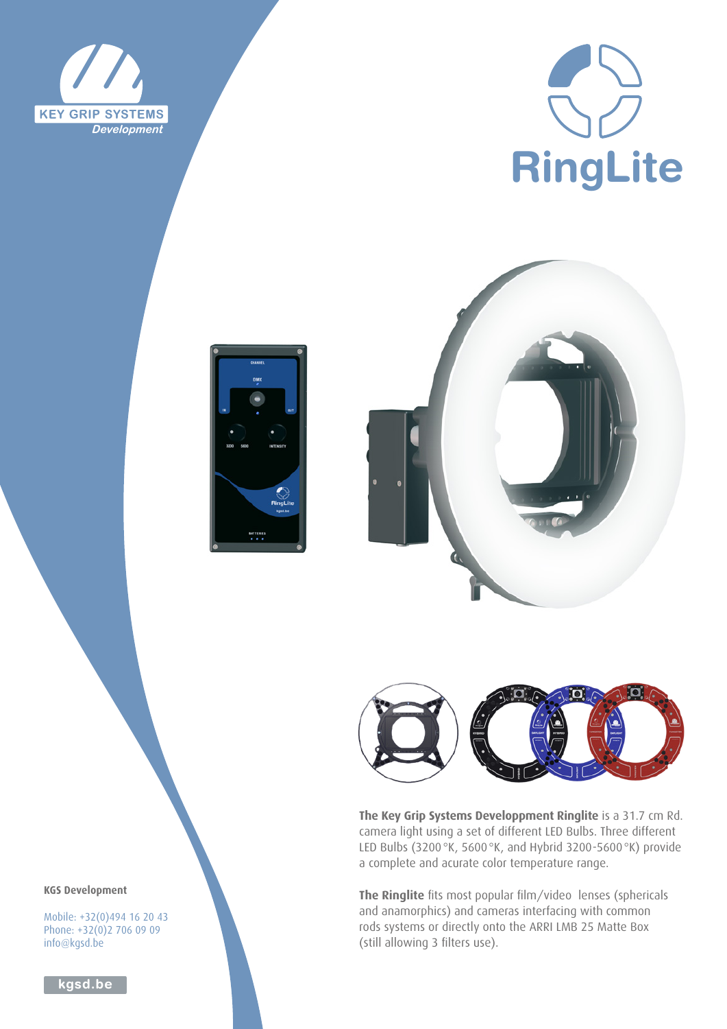KEY GRIP SYSTEMS
*Development*

# RingLite

**The Key Grip Systems Developpment Ringlite** is a 31.7 cm Rd. camera light using a set of different LED Bulbs. Three different LED Bulbs (3200 °K, 5600 °K, and Hybrid 3200-5600 °K) provide a complete and acurate color temperature range.

**The Ringlite** fits most popular film/video lenses (sphericals and anamorphics) and cameras interfacing with common rods systems or directly onto the ARRI LMB 25 Matte Box (still allowing 3 filters use).

**KGS Development**

Mobile: +32(0)494 16 20 43
Phone: +32(0)2 706 09 09
info@kgsd.be

kgsd.be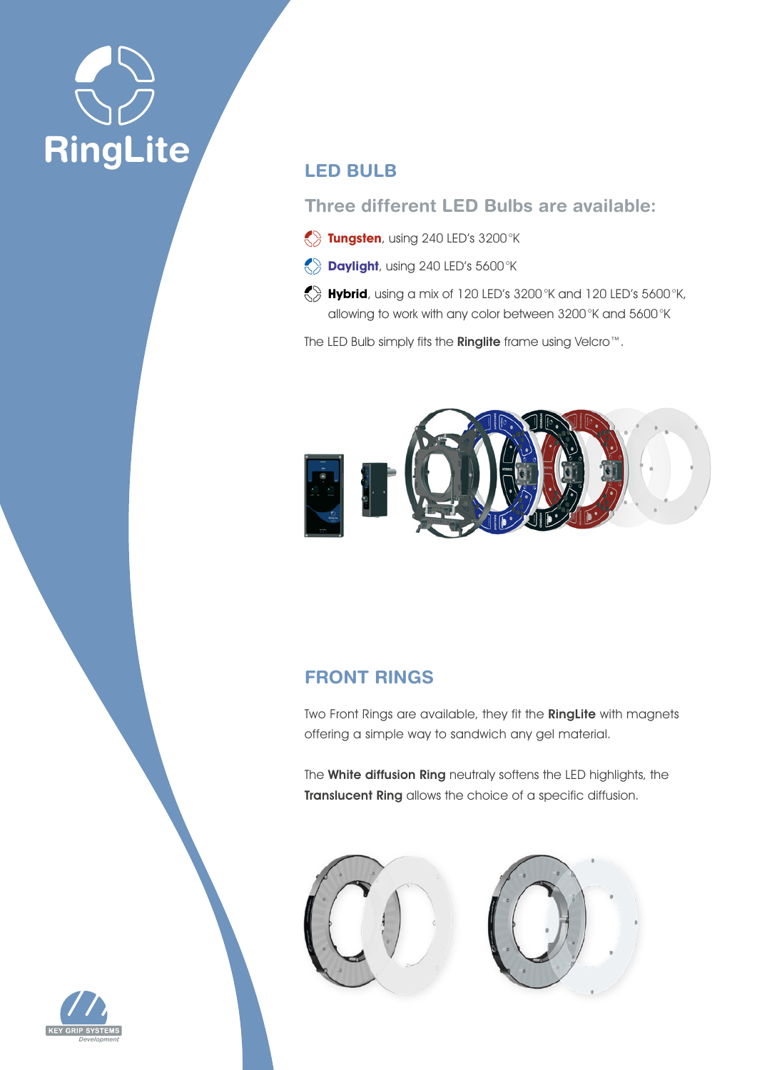# RingLite

## LED BULB

### Three different LED Bulbs are available:

- **Tungsten**, using 240 LED's 3200°K
- **Daylight**, using 240 LED's 5600°K
- **Hybrid**, using a mix of 120 LED's 3200°K and 120 LED's 5600°K, allowing to work with any color between 3200°K and 5600°K

The LED Bulb simply fits the **Ringlite** frame using Velcro™.

## FRONT RINGS

Two Front Rings are available, they fit the **RingLite** with magnets offering a simple way to sandwich any gel material.

The **White diffusion Ring** neutraly softens the LED highlights, the **Translucent Ring** allows the choice of a specific diffusion.

KEY GRIP SYSTEMS
*Development*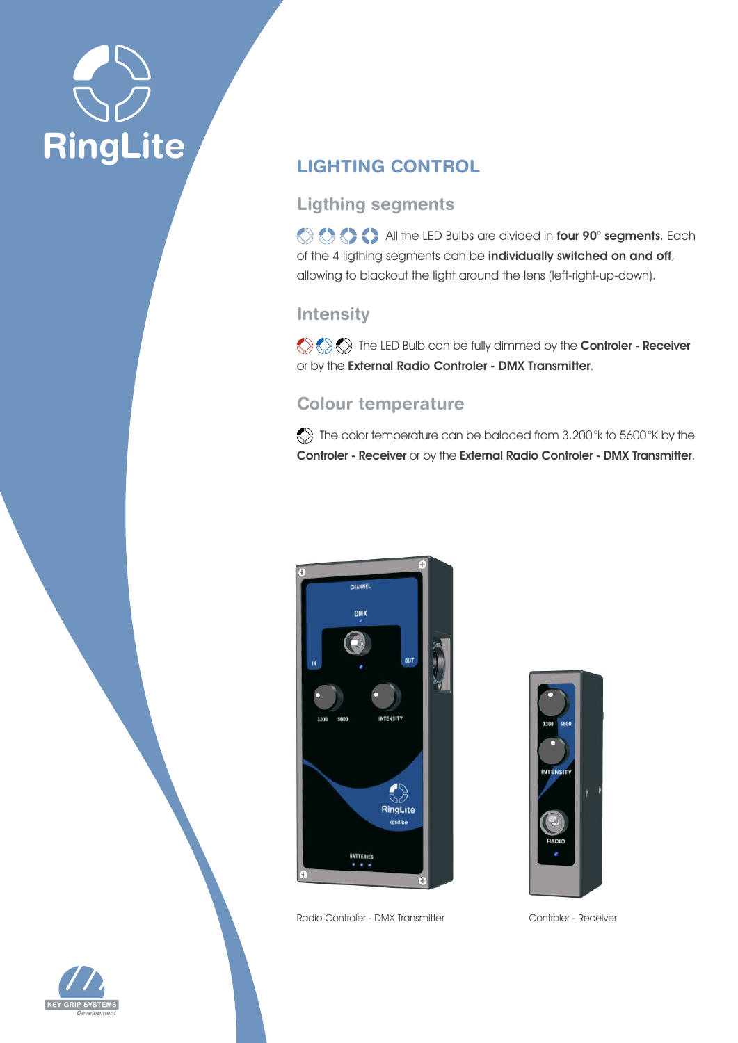# RingLite

## LIGHTING CONTROL

### Ligthing segments

All the LED Bulbs are divided in **four 90° segments**. Each of the 4 ligthing segments can be **individually switched on and off**, allowing to blackout the light around the lens (left-right-up-down).

### Intensity

The LED Bulb can be fully dimmed by the **Controler - Receiver** or by the **External Radio Controler - DMX Transmitter**.

### Colour temperature

The color temperature can be balaced from 3.200°k to 5600°K by the **Controler - Receiver** or by the **External Radio Controler - DMX Transmitter**.

Radio Controler - DMX Transmitter

Controler - Receiver

KEY GRIP SYSTEMS
*Development*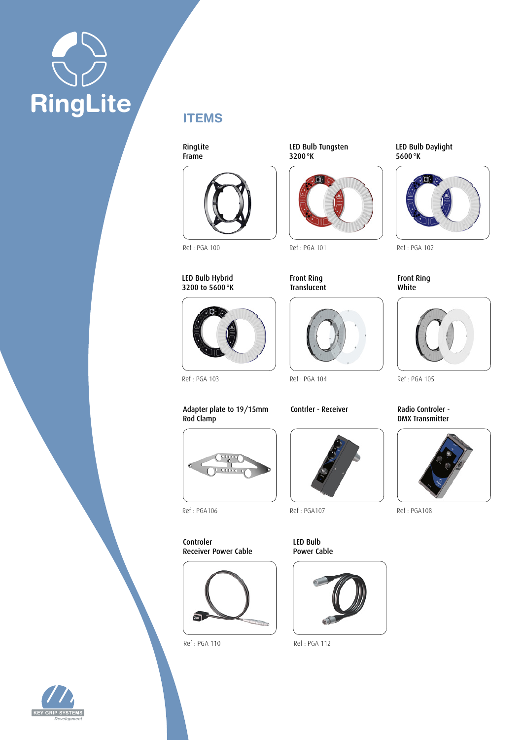RingLite

## ITEMS

**RingLite Frame**
Ref : PGA 100

**LED Bulb Tungsten 3200 °K**
Ref : PGA 101

**LED Bulb Daylight 5600 °K**
Ref : PGA 102

**LED Bulb Hybrid 3200 to 5600 °K**
Ref : PGA 103

**Front Ring Translucent**
Ref : PGA 104

**Front Ring White**
Ref : PGA 105

**Adapter plate to 19/15mm Rod Clamp**
Ref : PGA106

**Contrler - Receiver**
Ref : PGA107

**Radio Controler - DMX Transmitter**
Ref : PGA108

**Controler Receiver Power Cable**
Ref : PGA 110

**LED Bulb Power Cable**
Ref : PGA 112

KEY GRIP SYSTEMS
*Development*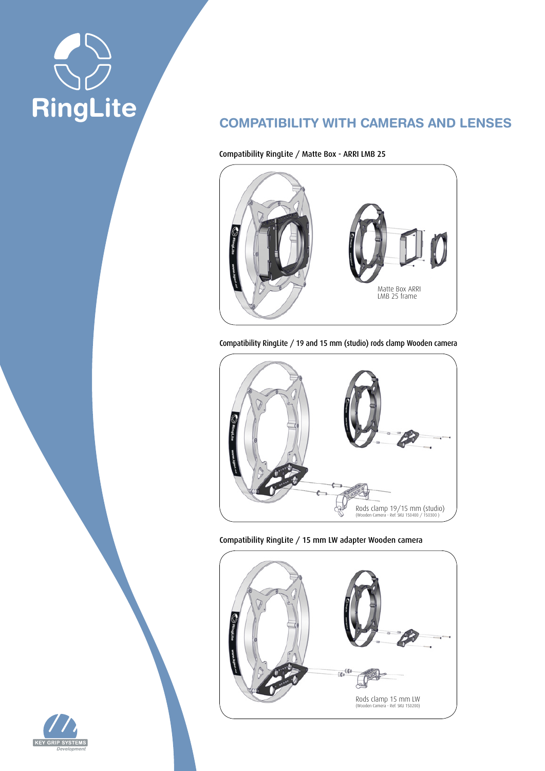# COMPATIBILITY WITH CAMERAS AND LENSES

Compatibility RingLite / Matte Box - ARRI LMB 25

Matte Box ARRI LMB 25 frame

Compatibility RingLite / 19 and 15 mm (studio) rods clamp Wooden camera

Rods clamp 19/15 mm (studio)
(Wooden Camera - Ref. SKU 150400 / 150300 )

Compatibility RingLite / 15 mm LW adapter Wooden camera

Rods clamp 15 mm LW
(Wooden Camera - Ref. SKU 150200)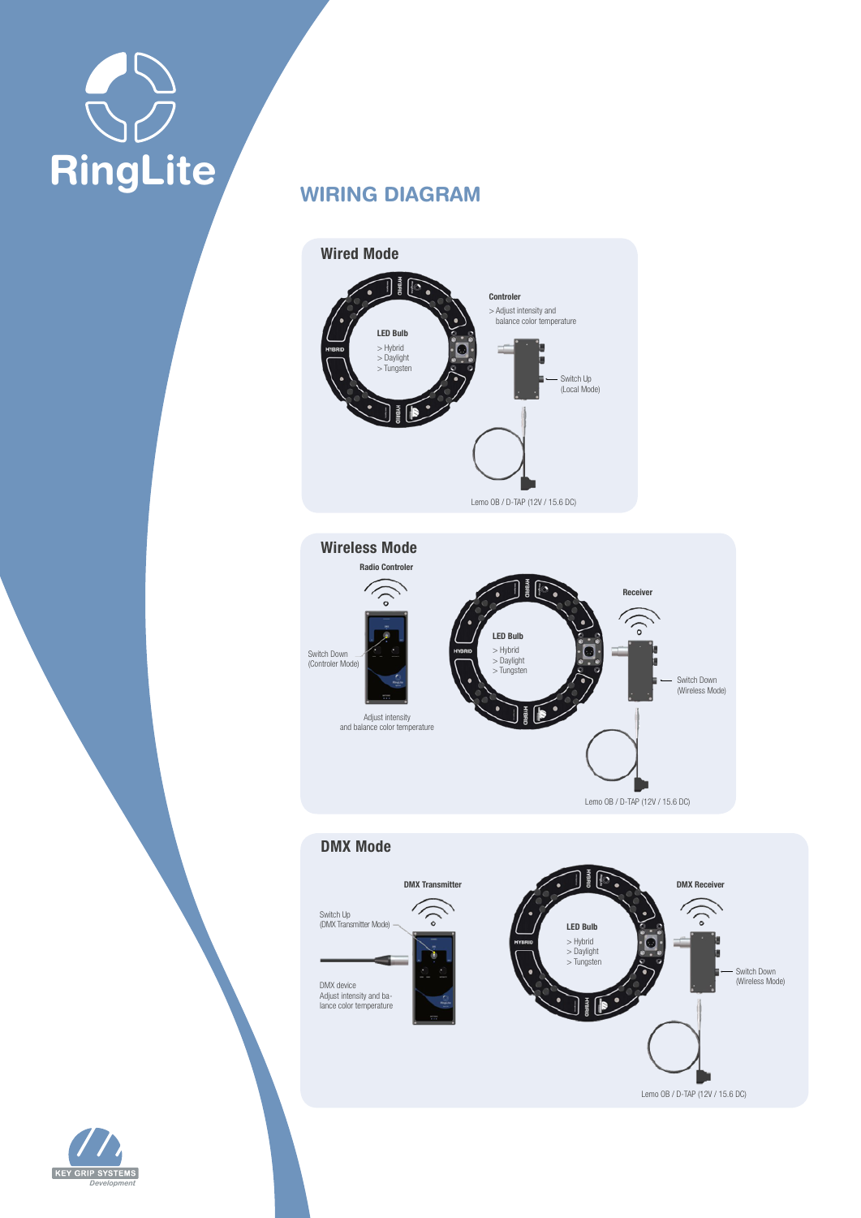# RingLite

## WIRING DIAGRAM

### Wired Mode

**LED Bulb**
> Hybrid
> Daylight
> Tungsten

**Controler**
> Adjust intensity and balance color temperature

Switch Up (Local Mode)

Lemo 0B / D-TAP (12V / 15.6 DC)

### Wireless Mode

**Radio Controler**

Switch Down (Controler Mode)

Adjust intensity and balance color temperature

**LED Bulb**
> Hybrid
> Daylight
> Tungsten

**Receiver**

Switch Down (Wireless Mode)

Lemo 0B / D-TAP (12V / 15.6 DC)

### DMX Mode

**DMX Transmitter**

Switch Up (DMX Transmitter Mode)

DMX device
Adjust intensity and balance color temperature

**LED Bulb**
> Hybrid
> Daylight
> Tungsten

**DMX Receiver**

Switch Down (Wireless Mode)

Lemo 0B / D-TAP (12V / 15.6 DC)

KEY GRIP SYSTEMS
*Development*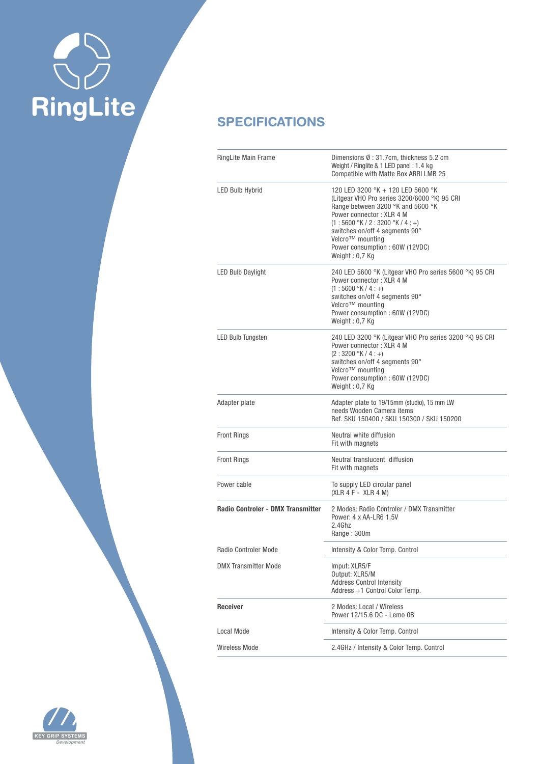RingLite

## SPECIFICATIONS

| | |
|---|---|
| RingLite Main Frame | Dimensions Ø : 31.7cm, thickness 5.2 cm<br>Weight / Ringlite & 1 LED panel : 1.4 kg<br>Compatible with Matte Box ARRI LMB 25 |
| LED Bulb Hybrid | 120 LED 3200 °K + 120 LED 5600 °K<br>(Litgear VHO Pro series 3200/6000 °K) 95 CRI<br>Range between 3200 °K and 5600 °K<br>Power connector : XLR 4 M<br>(1 : 5600 °K / 2 : 3200 °K / 4 : +)<br>switches on/off 4 segments 90°<br>Velcro™ mounting<br>Power consumption : 60W (12VDC)<br>Weight : 0,7 Kg |
| LED Bulb Daylight | 240 LED 5600 °K (Litgear VHO Pro series 5600 °K) 95 CRI<br>Power connector : XLR 4 M<br>(1 : 5600 °K / 4 : +)<br>switches on/off 4 segments 90°<br>Velcro™ mounting<br>Power consumption : 60W (12VDC)<br>Weight : 0,7 Kg |
| LED Bulb Tungsten | 240 LED 3200 °K (Litgear VHO Pro series 3200 °K) 95 CRI<br>Power connector : XLR 4 M<br>(2 : 3200 °K / 4 : +)<br>switches on/off 4 segments 90°<br>Velcro™ mounting<br>Power consumption : 60W (12VDC)<br>Weight : 0,7 Kg |
| Adapter plate | Adapter plate to 19/15mm (studio), 15 mm LW<br>needs Wooden Camera items<br>Ref. SKU 150400 / SKU 150300 / SKU 150200 |
| Front Rings | Neutral white diffusion<br>Fit with magnets |
| Front Rings | Neutral translucent diffusion<br>Fit with magnets |
| Power cable | To supply LED circular panel<br>(XLR 4 F - XLR 4 M) |
| **Radio Controler - DMX Transmitter** | 2 Modes: Radio Controler / DMX Transmitter<br>Power: 4 x AA-LR6 1,5V<br>2.4Ghz<br>Range : 300m |
| Radio Controler Mode | Intensity & Color Temp. Control |
| DMX Transmitter Mode | Imput: XLR5/F<br>Output: XLR5/M<br>Address Control Intensity<br>Address +1 Control Color Temp. |
| **Receiver** | 2 Modes: Local / Wireless<br>Power 12/15.6 DC - Lemo 0B |
| Local Mode | Intensity & Color Temp. Control |
| Wireless Mode | 2.4GHz / Intensity & Color Temp. Control |

KEY GRIP SYSTEMS
*Development*